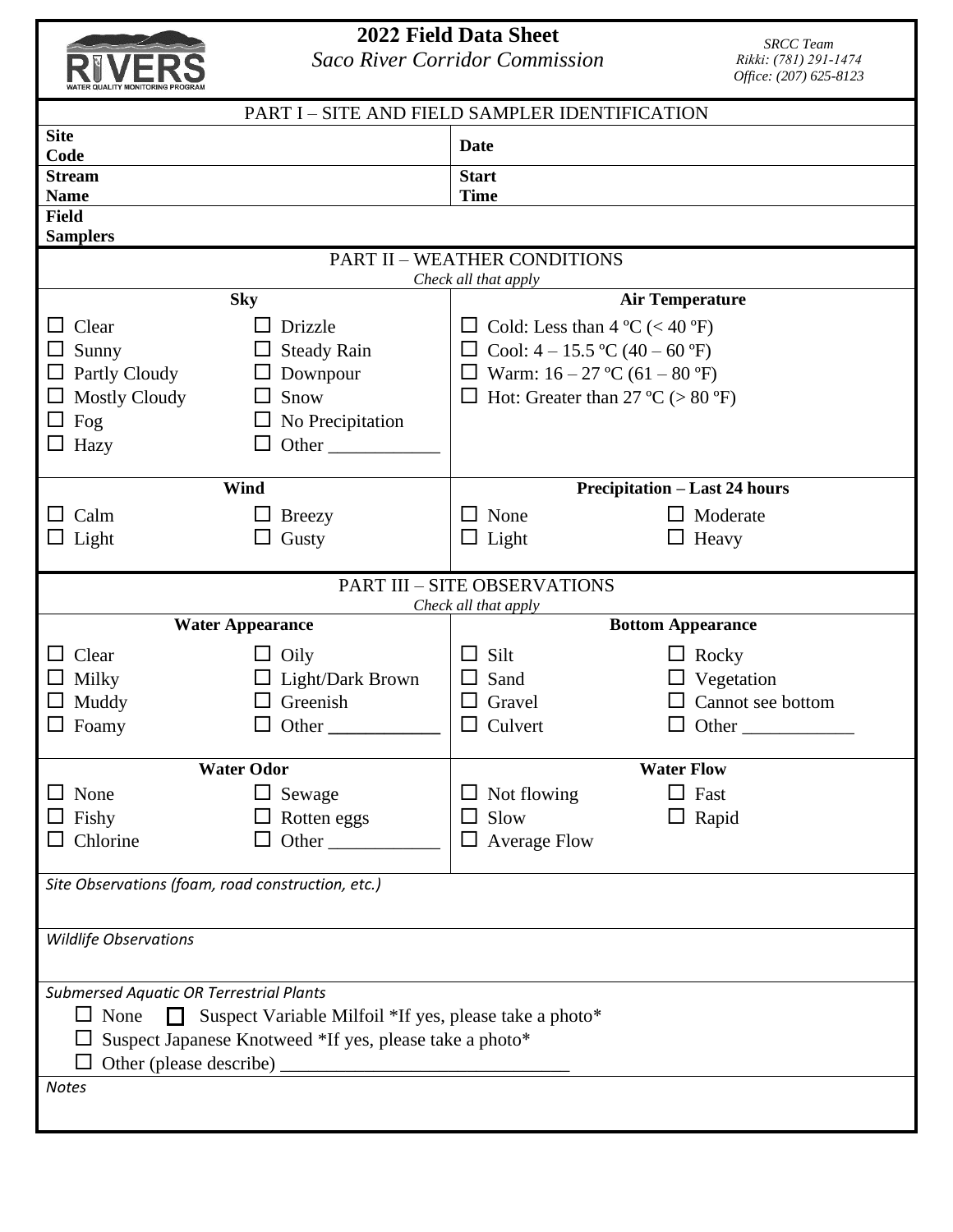RIVERS
WATER QUALITY MONITORING PROGRAM

# 2022 Field Data Sheet

*Saco River Corridor Commission*

*SRCC Team*
*Rikki: (781) 291-1474*
*Office: (207) 625-8123*

## PART I – SITE AND FIELD SAMPLER IDENTIFICATION

| | | | |
|---|---|---|---|
| **Site Code** | | **Date** | |
| **Stream Name** | | **Start Time** | |
| **Field Samplers** | | | |

## PART II – WEATHER CONDITIONS

*Check all that apply*

### Sky

- ☐ Clear
- ☐ Sunny
- ☐ Partly Cloudy
- ☐ Mostly Cloudy
- ☐ Fog
- ☐ Hazy
- ☐ Drizzle
- ☐ Steady Rain
- ☐ Downpour
- ☐ Snow
- ☐ No Precipitation
- ☐ Other ___________

### Air Temperature

- ☐ Cold: Less than 4 ºC (< 40 ºF)
- ☐ Cool: 4 – 15.5 ºC (40 – 60 ºF)
- ☐ Warm: 16 – 27 ºC (61 – 80 ºF)
- ☐ Hot: Greater than 27 ºC (> 80 ºF)

### Wind

- ☐ Calm
- ☐ Light
- ☐ Breezy
- ☐ Gusty

### Precipitation – Last 24 hours

- ☐ None
- ☐ Light
- ☐ Moderate
- ☐ Heavy

## PART III – SITE OBSERVATIONS

*Check all that apply*

### Water Appearance

- ☐ Clear
- ☐ Milky
- ☐ Muddy
- ☐ Foamy
- ☐ Oily
- ☐ Light/Dark Brown
- ☐ Greenish
- ☐ Other ___________

### Bottom Appearance

- ☐ Silt
- ☐ Sand
- ☐ Gravel
- ☐ Culvert
- ☐ Rocky
- ☐ Vegetation
- ☐ Cannot see bottom
- ☐ Other ___________

### Water Odor

- ☐ None
- ☐ Fishy
- ☐ Chlorine
- ☐ Sewage
- ☐ Rotten eggs
- ☐ Other ___________

### Water Flow

- ☐ Not flowing
- ☐ Slow
- ☐ Average Flow
- ☐ Fast
- ☐ Rapid

*Site Observations (foam, road construction, etc.)*

*Wildlife Observations*

*Submersed Aquatic OR Terrestrial Plants*

- ☐ None ☐ Suspect Variable Milfoil *If yes, please take a photo*
- ☐ Suspect Japanese Knotweed *If yes, please take a photo*
- ☐ Other (please describe) ______________________________

*Notes*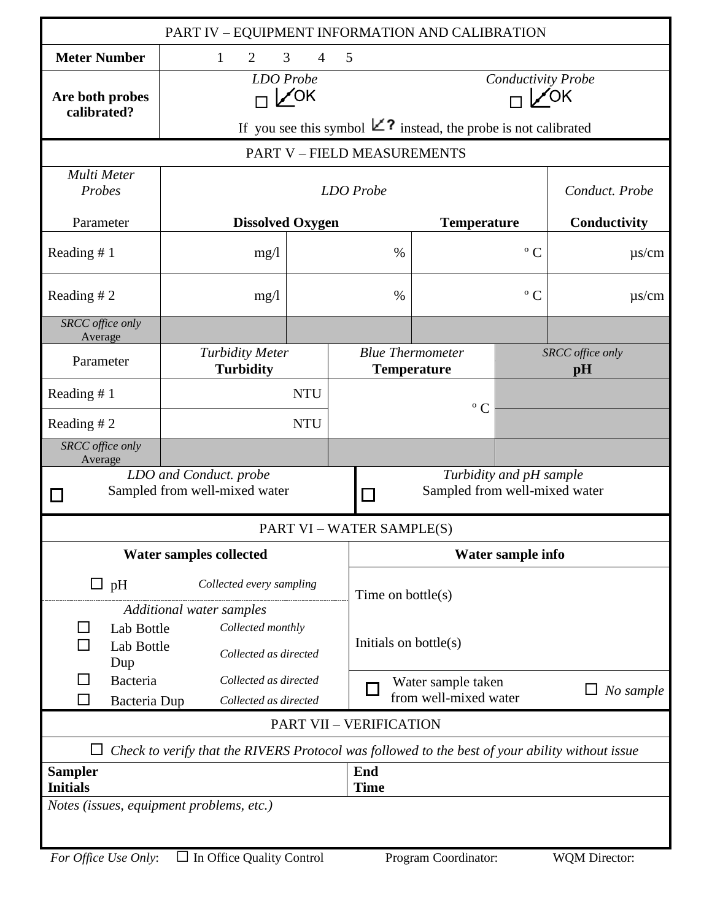## PART IV – EQUIPMENT INFORMATION AND CALIBRATION

| | | |
|---|---|---|
| **Meter Number** | 1 2 3 4 5 | |
| **Are both probes calibrated?** | *LDO Probe* ☐ ✓OK | *Conductivity Probe* ☐ ✓OK |
| | If you see this symbol ✓? instead, the probe is not calibrated | |

## PART V – FIELD MEASUREMENTS

| *Multi Meter Probes* | *LDO Probe* | | | *Conduct. Probe* |
|---|---|---|---|---|
| Parameter | **Dissolved Oxygen** | | **Temperature** | **Conductivity** |
| Reading # 1 | mg/l | % | º C | µs/cm |
| Reading # 2 | mg/l | % | º C | µs/cm |
| *SRCC office only* Average | | | | |

| Parameter | *Turbidity Meter* **Turbidity** | *Blue Thermometer* **Temperature** | *SRCC office only* **pH** |
|---|---|---|---|
| Reading # 1 | NTU | º C | |
| Reading # 2 | NTU | | |
| *SRCC office only* Average | | | |

☐ *LDO and Conduct. probe* Sampled from well-mixed water

☐ *Turbidity and pH sample* Sampled from well-mixed water

## PART VI – WATER SAMPLE(S)

| **Water samples collected** | | **Water sample info** |
|---|---|---|
| ☐ pH | *Collected every sampling* | Time on bottle(s) |
| *Additional water samples* | | |
| ☐ Lab Bottle | *Collected monthly* | Initials on bottle(s) |
| ☐ Lab Bottle Dup | *Collected as directed* | |
| ☐ Bacteria | *Collected as directed* | ☐ Water sample taken from well-mixed water ☐ *No sample* |
| ☐ Bacteria Dup | *Collected as directed* | |

## PART VII – VERIFICATION

☐ *Check to verify that the RIVERS Protocol was followed to the best of your ability without issue*

| | |
|---|---|
| **Sampler Initials** | **End Time** |

*Notes (issues, equipment problems, etc.)*

*For Office Use Only*: ☐ In Office Quality Control Program Coordinator: WQM Director: